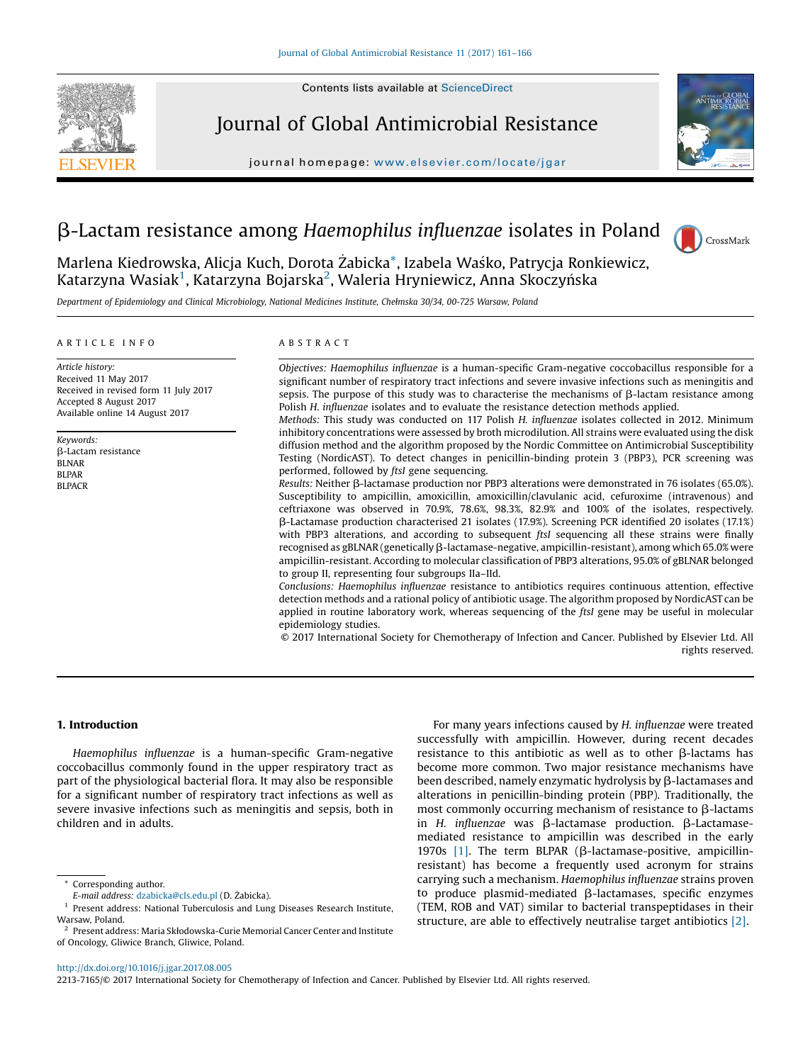# β-Lactam resistance among *Haemophilus influenzae* isolates in Poland

Marlena Kiedrowska, Alicja Kuch, Dorota Żabicka*, Izabela Waśko, Patrycja Ronkiewicz, Katarzyna Wasiak[1], Katarzyna Bojarska[2], Waleria Hryniewicz, Anna Skoczyńska

*Department of Epidemiology and Clinical Microbiology, National Medicines Institute, Chełmska 30/34, 00-725 Warsaw, Poland*

## ARTICLE INFO

*Article history:*
Received 11 May 2017
Received in revised form 11 July 2017
Accepted 8 August 2017
Available online 14 August 2017

*Keywords:*
β-Lactam resistance
BLNAR
BLPAR
BLPACR

## ABSTRACT

*Objectives:* *Haemophilus influenzae* is a human-specific Gram-negative coccobacillus responsible for a significant number of respiratory tract infections and severe invasive infections such as meningitis and sepsis. The purpose of this study was to characterise the mechanisms of β-lactam resistance among Polish *H. influenzae* isolates and to evaluate the resistance detection methods applied.

*Methods:* This study was conducted on 117 Polish *H. influenzae* isolates collected in 2012. Minimum inhibitory concentrations were assessed by broth microdilution. All strains were evaluated using the disk diffusion method and the algorithm proposed by the Nordic Committee on Antimicrobial Susceptibility Testing (NordicAST). To detect changes in penicillin-binding protein 3 (PBP3), PCR screening was performed, followed by *ftsI* gene sequencing.

*Results:* Neither β-lactamase production nor PBP3 alterations were demonstrated in 76 isolates (65.0%). Susceptibility to ampicillin, amoxicillin, amoxicillin/clavulanic acid, cefuroxime (intravenous) and ceftriaxone was observed in 70.9%, 78.6%, 98.3%, 82.9% and 100% of the isolates, respectively. β-Lactamase production characterised 21 isolates (17.9%). Screening PCR identified 20 isolates (17.1%) with PBP3 alterations, and according to subsequent *ftsI* sequencing all these strains were finally recognised as gBLNAR (genetically β-lactamase-negative, ampicillin-resistant), among which 65.0% were ampicillin-resistant. According to molecular classification of PBP3 alterations, 95.0% of gBLNAR belonged to group II, representing four subgroups IIa–IId.

*Conclusions:* *Haemophilus influenzae* resistance to antibiotics requires continuous attention, effective detection methods and a rational policy of antibiotic usage. The algorithm proposed by NordicAST can be applied in routine laboratory work, whereas sequencing of the *ftsI* gene may be useful in molecular epidemiology studies.

© 2017 International Society for Chemotherapy of Infection and Cancer. Published by Elsevier Ltd. All rights reserved.

## 1. Introduction

*Haemophilus influenzae* is a human-specific Gram-negative coccobacillus commonly found in the upper respiratory tract as part of the physiological bacterial flora. It may also be responsible for a significant number of respiratory tract infections as well as severe invasive infections such as meningitis and sepsis, both in children and in adults.

For many years infections caused by *H. influenzae* were treated successfully with ampicillin. However, during recent decades resistance to this antibiotic as well as to other β-lactams has become more common. Two major resistance mechanisms have been described, namely enzymatic hydrolysis by β-lactamases and alterations in penicillin-binding protein (PBP). Traditionally, the most commonly occurring mechanism of resistance to β-lactams in *H. influenzae* was β-lactamase production. β-Lactamase-mediated resistance to ampicillin was described in the early 1970s [1]. The term BLPAR (β-lactamase-positive, ampicillin-resistant) has become a frequently used acronym for strains carrying such a mechanism. *Haemophilus influenzae* strains proven to produce plasmid-mediated β-lactamases, specific enzymes (TEM, ROB and VAT) similar to bacterial transpeptidases in their structure, are able to effectively neutralise target antibiotics [2].

---

* Corresponding author.
*E-mail address:* dzabicka@cls.edu.pl (D. Żabicka).

[1] Present address: National Tuberculosis and Lung Diseases Research Institute, Warsaw, Poland.

[2] Present address: Maria Skłodowska-Curie Memorial Cancer Center and Institute of Oncology, Gliwice Branch, Gliwice, Poland.

http://dx.doi.org/10.1016/j.jgar.2017.08.005
2213-7165/© 2017 International Society for Chemotherapy of Infection and Cancer. Published by Elsevier Ltd. All rights reserved.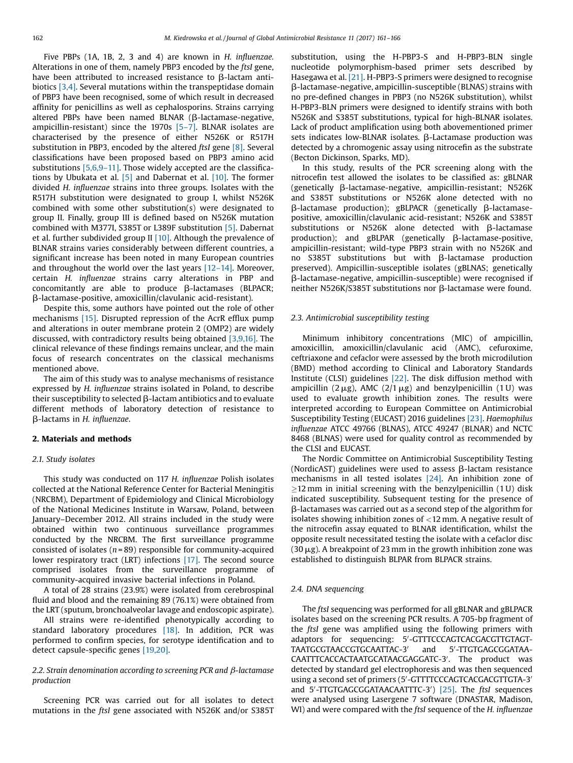Five PBPs (1A, 1B, 2, 3 and 4) are known in *H. influenzae*. Alterations in one of them, namely PBP3 encoded by the *ftsI* gene, have been attributed to increased resistance to β-lactam antibiotics [3,4]. Several mutations within the transpeptidase domain of PBP3 have been recognised, some of which result in decreased affinity for penicillins as well as cephalosporins. Strains carrying altered PBPs have been named BLNAR (β-lactamase-negative, ampicillin-resistant) since the 1970s [5–7]. BLNAR isolates are characterised by the presence of either N526K or R517H substitution in PBP3, encoded by the altered *ftsI* gene [8]. Several classifications have been proposed based on PBP3 amino acid substitutions [5,6,9–11]. Those widely accepted are the classifications by Ubukata et al. [5] and Dabernat et al. [10]. The former divided *H. influenzae* strains into three groups. Isolates with the R517H substitution were designated to group I, whilst N526K combined with some other substitution(s) were designated to group II. Finally, group III is defined based on N526K mutation combined with M377I, S385T or L389F substitution [5]. Dabernat et al. further subdivided group II [10]. Although the prevalence of BLNAR strains varies considerably between different countries, a significant increase has been noted in many European countries and throughout the world over the last years [12–14]. Moreover, certain *H. influenzae* strains carry alterations in PBP and concomitantly are able to produce β-lactamases (BLPACR; β-lactamase-positive, amoxicillin/clavulanic acid-resistant).

Despite this, some authors have pointed out the role of other mechanisms [15]. Disrupted repression of the AcrR efflux pump and alterations in outer membrane protein 2 (OMP2) are widely discussed, with contradictory results being obtained [3,9,16]. The clinical relevance of these findings remains unclear, and the main focus of research concentrates on the classical mechanisms mentioned above.

The aim of this study was to analyse mechanisms of resistance expressed by *H. influenzae* strains isolated in Poland, to describe their susceptibility to selected β-lactam antibiotics and to evaluate different methods of laboratory detection of resistance to β-lactams in *H. influenzae*.

## 2. Materials and methods

### 2.1. Study isolates

This study was conducted on 117 *H. influenzae* Polish isolates collected at the National Reference Center for Bacterial Meningitis (NRCBM), Department of Epidemiology and Clinical Microbiology of the National Medicines Institute in Warsaw, Poland, between January–December 2012. All strains included in the study were obtained within two continuous surveillance programmes conducted by the NRCBM. The first surveillance programme consisted of isolates ($n = 89$) responsible for community-acquired lower respiratory tract (LRT) infections [17]. The second source comprised isolates from the surveillance programme of community-acquired invasive bacterial infections in Poland.

A total of 28 strains (23.9%) were isolated from cerebrospinal fluid and blood and the remaining 89 (76.1%) were obtained from the LRT (sputum, bronchoalveolar lavage and endoscopic aspirate).

All strains were re-identified phenotypically according to standard laboratory procedures [18]. In addition, PCR was performed to confirm species, for serotype identification and to detect capsule-specific genes [19,20].

### 2.2. Strain denomination according to screening PCR and β-lactamase production

Screening PCR was carried out for all isolates to detect mutations in the *ftsI* gene associated with N526K and/or S385T substitution, using the H-PBP3-S and H-PBP3-BLN single nucleotide polymorphism-based primer sets described by Hasegawa et al. [21]. H-PBP3-S primers were designed to recognise β-lactamase-negative, ampicillin-susceptible (BLNAS) strains with no pre-defined changes in PBP3 (no N526K substitution), whilst H-PBP3-BLN primers were designed to identify strains with both N526K and S385T substitutions, typical for high-BLNAR isolates. Lack of product amplification using both abovementioned primer sets indicates low-BLNAR isolates. β-Lactamase production was detected by a chromogenic assay using nitrocefin as the substrate (Becton Dickinson, Sparks, MD).

In this study, results of the PCR screening along with the nitrocefin test allowed the isolates to be classified as: gBLNAR (genetically β-lactamase-negative, ampicillin-resistant; N526K and S385T substitutions or N526K alone detected with no β-lactamase production); gBLPACR (genetically β-lactamase-positive, amoxicillin/clavulanic acid-resistant; N526K and S385T substitutions or N526K alone detected with β-lactamase production); and gBLPAR (genetically β-lactamase-positive, ampicillin-resistant; wild-type PBP3 strain with no N526K and no S385T substitutions but with β-lactamase production preserved). Ampicillin-susceptible isolates (gBLNAS; genetically β-lactamase-negative, ampicillin-susceptible) were recognised if neither N526K/S385T substitutions nor β-lactamase were found.

### 2.3. Antimicrobial susceptibility testing

Minimum inhibitory concentrations (MIC) of ampicillin, amoxicillin, amoxicillin/clavulanic acid (AMC), cefuroxime, ceftriaxone and cefaclor were assessed by the broth microdilution (BMD) method according to Clinical and Laboratory Standards Institute (CLSI) guidelines [22]. The disk diffusion method with ampicillin (2 μg), AMC (2/1 μg) and benzylpenicillin (1 U) was used to evaluate growth inhibition zones. The results were interpreted according to European Committee on Antimicrobial Susceptibility Testing (EUCAST) 2016 guidelines [23]. *Haemophilus influenzae* ATCC 49766 (BLNAS), ATCC 49247 (BLNAR) and NCTC 8468 (BLNAS) were used for quality control as recommended by the CLSI and EUCAST.

The Nordic Committee on Antimicrobial Susceptibility Testing (NordicAST) guidelines were used to assess β-lactam resistance mechanisms in all tested isolates [24]. An inhibition zone of $\geq$12 mm in initial screening with the benzylpenicillin (1 U) disk indicated susceptibility. Subsequent testing for the presence of β-lactamases was carried out as a second step of the algorithm for isolates showing inhibition zones of <12 mm. A negative result of the nitrocefin assay equated to BLNAR identification, whilst the opposite result necessitated testing the isolate with a cefaclor disc (30 μg). A breakpoint of 23 mm in the growth inhibition zone was established to distinguish BLPAR from BLPACR strains.

### 2.4. DNA sequencing

The *ftsI* sequencing was performed for all gBLNAR and gBLPACR isolates based on the screening PCR results. A 705-bp fragment of the *ftsI* gene was amplified using the following primers with adaptors for sequencing: 5′-GTTTCCCAGTCACGACGTTGTAGT-TAATGCGTAACCGTGCAATTAC-3′ and 5′-TTGTGAGCGGATAA-CAATTTCACCACTAATGCATAACGAGGATC-3′. The product was detected by standard gel electrophoresis and was then sequenced using a second set of primers (5′-GTTTCCCAGTCACGACGTTGTA-3′ and 5′-TTGTGAGCGGATAACAATTTC-3′) [25]. The *ftsI* sequences were analysed using Lasergene 7 software (DNASTAR, Madison, WI) and were compared with the *ftsI* sequence of the *H. influenzae*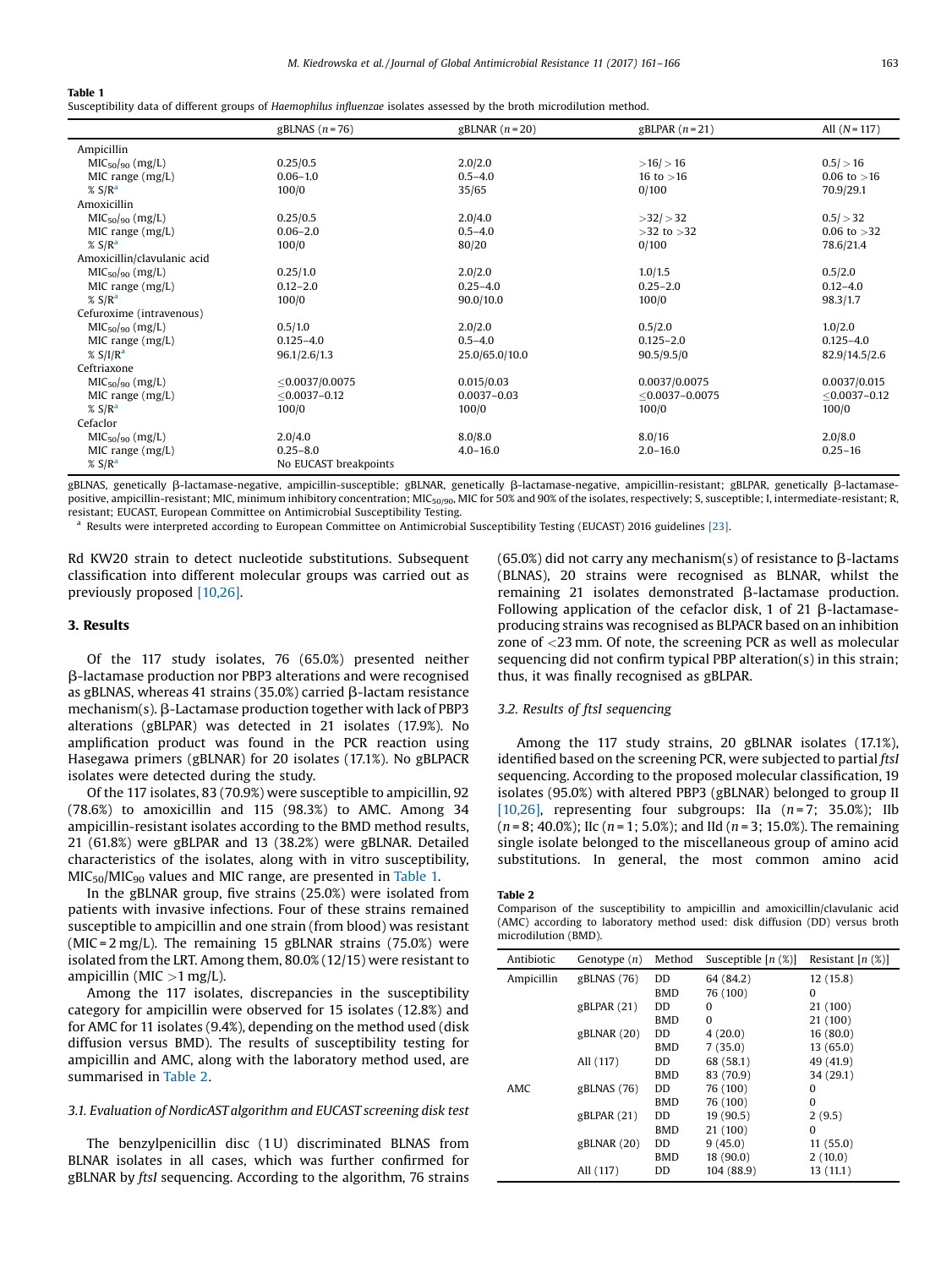**Table 1**
Susceptibility data of different groups of *Haemophilus influenzae* isolates assessed by the broth microdilution method.

| | gBLNAS (n = 76) | gBLNAR (n = 20) | gBLPAR (n = 21) | All (N = 117) |
|---|---|---|---|---|
| Ampicillin | | | | |
| $MIC_{50/90}$ (mg/L) | 0.25/0.5 | 2.0/2.0 | >16/>16 | 0.5/>16 |
| MIC range (mg/L) | 0.06–1.0 | 0.5–4.0 | 16 to >16 | 0.06 to >16 |
| % S/R[a] | 100/0 | 35/65 | 0/100 | 70.9/29.1 |
| Amoxicillin | | | | |
| $MIC_{50/90}$ (mg/L) | 0.25/0.5 | 2.0/4.0 | >32/>32 | 0.5/>32 |
| MIC range (mg/L) | 0.06–2.0 | 0.5–4.0 | >32 to >32 | 0.06 to >32 |
| % S/R[a] | 100/0 | 80/20 | 0/100 | 78.6/21.4 |
| Amoxicillin/clavulanic acid | | | | |
| $MIC_{50/90}$ (mg/L) | 0.25/1.0 | 2.0/2.0 | 1.0/1.5 | 0.5/2.0 |
| MIC range (mg/L) | 0.12–2.0 | 0.25–4.0 | 0.25–2.0 | 0.12–4.0 |
| % S/R[a] | 100/0 | 90.0/10.0 | 100/0 | 98.3/1.7 |
| Cefuroxime (intravenous) | | | | |
| $MIC_{50/90}$ (mg/L) | 0.5/1.0 | 2.0/2.0 | 0.5/2.0 | 1.0/2.0 |
| MIC range (mg/L) | 0.125–4.0 | 0.5–4.0 | 0.125–2.0 | 0.125–4.0 |
| % S/I/R[a] | 96.1/2.6/1.3 | 25.0/65.0/10.0 | 90.5/9.5/0 | 82.9/14.5/2.6 |
| Ceftriaxone | | | | |
| $MIC_{50/90}$ (mg/L) | ≤0.0037/0.0075 | 0.015/0.03 | 0.0037/0.0075 | 0.0037/0.015 |
| MIC range (mg/L) | ≤0.0037–0.12 | 0.0037–0.03 | ≤0.0037–0.0075 | ≤0.0037–0.12 |
| % S/R[a] | 100/0 | 100/0 | 100/0 | 100/0 |
| Cefaclor | | | | |
| $MIC_{50/90}$ (mg/L) | 2.0/4.0 | 8.0/8.0 | 8.0/16 | 2.0/8.0 |
| MIC range (mg/L) | 0.25–8.0 | 4.0–16.0 | 2.0–16.0 | 0.25–16 |
| % S/R[a] | No EUCAST breakpoints | | | |

gBLNAS, genetically β-lactamase-negative, ampicillin-susceptible; gBLNAR, genetically β-lactamase-negative, ampicillin-resistant; gBLPAR, genetically β-lactamase-positive, ampicillin-resistant; MIC, minimum inhibitory concentration; $MIC_{50/90}$, MIC for 50% and 90% of the isolates, respectively; S, susceptible; I, intermediate-resistant; R, resistant; EUCAST, European Committee on Antimicrobial Susceptibility Testing.
[a] Results were interpreted according to European Committee on Antimicrobial Susceptibility Testing (EUCAST) 2016 guidelines [23].

Rd KW20 strain to detect nucleotide substitutions. Subsequent classification into different molecular groups was carried out as previously proposed [10,26].

## 3. Results

Of the 117 study isolates, 76 (65.0%) presented neither β-lactamase production nor PBP3 alterations and were recognised as gBLNAS, whereas 41 strains (35.0%) carried β-lactam resistance mechanism(s). β-Lactamase production together with lack of PBP3 alterations (gBLPAR) was detected in 21 isolates (17.9%). No amplification product was found in the PCR reaction using Hasegawa primers (gBLNAR) for 20 isolates (17.1%). No gBLPACR isolates were detected during the study.

Of the 117 isolates, 83 (70.9%) were susceptible to ampicillin, 92 (78.6%) to amoxicillin and 115 (98.3%) to AMC. Among 34 ampicillin-resistant isolates according to the BMD method results, 21 (61.8%) were gBLPAR and 13 (38.2%) were gBLNAR. Detailed characteristics of the isolates, along with in vitro susceptibility, $MIC_{50}$/$MIC_{90}$ values and MIC range, are presented in Table 1.

In the gBLNAR group, five strains (25.0%) were isolated from patients with invasive infections. Four of these strains remained susceptible to ampicillin and one strain (from blood) was resistant (MIC = 2 mg/L). The remaining 15 gBLNAR strains (75.0%) were isolated from the LRT. Among them, 80.0% (12/15) were resistant to ampicillin (MIC >1 mg/L).

Among the 117 isolates, discrepancies in the susceptibility category for ampicillin were observed for 15 isolates (12.8%) and for AMC for 11 isolates (9.4%), depending on the method used (disk diffusion versus BMD). The results of susceptibility testing for ampicillin and AMC, along with the laboratory method used, are summarised in Table 2.

### 3.1. Evaluation of NordicAST algorithm and EUCAST screening disk test

The benzylpenicillin disc (1 U) discriminated BLNAS from BLNAR isolates in all cases, which was further confirmed for gBLNAR by *ftsI* sequencing. According to the algorithm, 76 strains (65.0%) did not carry any mechanism(s) of resistance to β-lactams (BLNAS), 20 strains were recognised as BLNAR, whilst the remaining 21 isolates demonstrated β-lactamase production. Following application of the cefaclor disk, 1 of 21 β-lactamase-producing strains was recognised as BLPACR based on an inhibition zone of <23 mm. Of note, the screening PCR as well as molecular sequencing did not confirm typical PBP alteration(s) in this strain; thus, it was finally recognised as gBLPAR.

### 3.2. Results of ftsI sequencing

Among the 117 study strains, 20 gBLNAR isolates (17.1%), identified based on the screening PCR, were subjected to partial *ftsI* sequencing. According to the proposed molecular classification, 19 isolates (95.0%) with altered PBP3 (gBLNAR) belonged to group II [10,26], representing four subgroups: IIa (n = 7; 35.0%); IIb (n = 8; 40.0%); IIc (n = 1; 5.0%); and IId (n = 3; 15.0%). The remaining single isolate belonged to the miscellaneous group of amino acid substitutions. In general, the most common amino acid

**Table 2**
Comparison of the susceptibility to ampicillin and amoxicillin/clavulanic acid (AMC) according to laboratory method used: disk diffusion (DD) versus broth microdilution (BMD).

| Antibiotic | Genotype (n) | Method | Susceptible [n (%)] | Resistant [n (%)] |
|---|---|---|---|---|
| Ampicillin | gBLNAS (76) | DD | 64 (84.2) | 12 (15.8) |
| | | BMD | 76 (100) | 0 |
| | gBLPAR (21) | DD | 0 | 21 (100) |
| | | BMD | 0 | 21 (100) |
| | gBLNAR (20) | DD | 4 (20.0) | 16 (80.0) |
| | | BMD | 7 (35.0) | 13 (65.0) |
| | All (117) | DD | 68 (58.1) | 49 (41.9) |
| | | BMD | 83 (70.9) | 34 (29.1) |
| AMC | gBLNAS (76) | DD | 76 (100) | 0 |
| | | BMD | 76 (100) | 0 |
| | gBLPAR (21) | DD | 19 (90.5) | 2 (9.5) |
| | | BMD | 21 (100) | 0 |
| | gBLNAR (20) | DD | 9 (45.0) | 11 (55.0) |
| | | BMD | 18 (90.0) | 2 (10.0) |
| | All (117) | DD | 104 (88.9) | 13 (11.1) |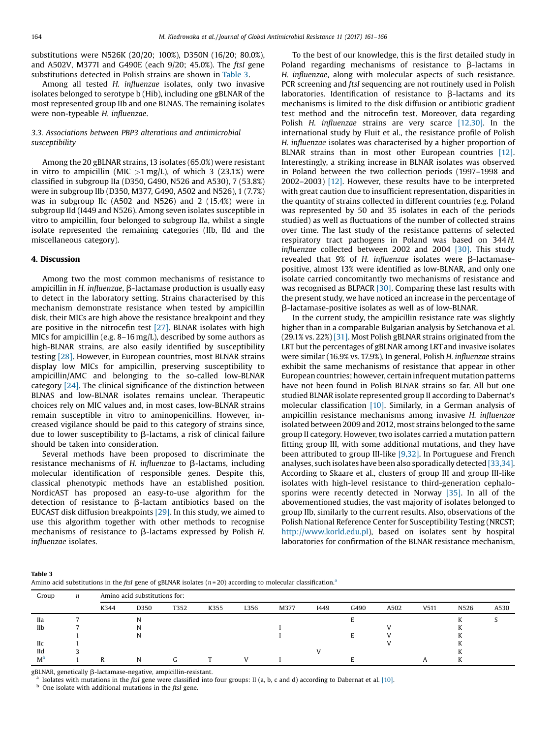substitutions were N526K (20/20; 100%), D350N (16/20; 80.0%), and A502V, M377I and G490E (each 9/20; 45.0%). The *ftsI* gene substitutions detected in Polish strains are shown in Table 3.

Among all tested *H. influenzae* isolates, only two invasive isolates belonged to serotype b (Hib), including one gBLNAR of the most represented group IIb and one BLNAS. The remaining isolates were non-typeable *H. influenzae*.

### 3.3. Associations between PBP3 alterations and antimicrobial susceptibility

Among the 20 gBLNAR strains, 13 isolates (65.0%) were resistant in vitro to ampicillin (MIC >1 mg/L), of which 3 (23.1%) were classified in subgroup IIa (D350, G490, N526 and A530), 7 (53.8%) were in subgroup IIb (D350, M377, G490, A502 and N526), 1 (7.7%) was in subgroup IIc (A502 and N526) and 2 (15.4%) were in subgroup IId (I449 and N526). Among seven isolates susceptible in vitro to ampicillin, four belonged to subgroup IIa, whilst a single isolate represented the remaining categories (IIb, IId and the miscellaneous category).

## 4. Discussion

Among two the most common mechanisms of resistance to ampicillin in *H. influenzae*, β-lactamase production is usually easy to detect in the laboratory setting. Strains characterised by this mechanism demonstrate resistance when tested by ampicillin disk, their MICs are high above the resistance breakpoint and they are positive in the nitrocefin test [27]. BLNAR isolates with high MICs for ampicillin (e.g. 8–16 mg/L), described by some authors as high-BLNAR strains, are also easily identified by susceptibility testing [28]. However, in European countries, most BLNAR strains display low MICs for ampicillin, preserving susceptibility to ampicillin/AMC and belonging to the so-called low-BLNAR category [24]. The clinical significance of the distinction between BLNAS and low-BLNAR isolates remains unclear. Therapeutic choices rely on MIC values and, in most cases, low-BLNAR strains remain susceptible in vitro to aminopenicillins. However, increased vigilance should be paid to this category of strains since, due to lower susceptibility to β-lactams, a risk of clinical failure should be taken into consideration.

Several methods have been proposed to discriminate the resistance mechanisms of *H. influenzae* to β-lactams, including molecular identification of responsible genes. Despite this, classical phenotypic methods have an established position. NordicAST has proposed an easy-to-use algorithm for the detection of resistance to β-lactam antibiotics based on the EUCAST disk diffusion breakpoints [29]. In this study, we aimed to use this algorithm together with other methods to recognise mechanisms of resistance to β-lactams expressed by Polish *H. influenzae* isolates.

To the best of our knowledge, this is the first detailed study in Poland regarding mechanisms of resistance to β-lactams in *H. influenzae*, along with molecular aspects of such resistance. PCR screening and *ftsI* sequencing are not routinely used in Polish laboratories. Identification of resistance to β-lactams and its mechanisms is limited to the disk diffusion or antibiotic gradient test method and the nitrocefin test. Moreover, data regarding Polish *H. influenzae* strains are very scarce [12,30]. In the international study by Fluit et al., the resistance profile of Polish *H. influenzae* isolates was characterised by a higher proportion of BLNAR strains than in most other European countries [12]. Interestingly, a striking increase in BLNAR isolates was observed in Poland between the two collection periods (1997–1998 and 2002–2003) [12]. However, these results have to be interpreted with great caution due to insufficient representation, disparities in the quantity of strains collected in different countries (e.g. Poland was represented by 50 and 35 isolates in each of the periods studied) as well as fluctuations of the number of collected strains over time. The last study of the resistance patterns of selected respiratory tract pathogens in Poland was based on 344 *H. influenzae* collected between 2002 and 2004 [30]. This study revealed that 9% of *H. influenzae* isolates were β-lactamase-positive, almost 13% were identified as low-BLNAR, and only one isolate carried concomitantly two mechanisms of resistance and was recognised as BLPACR [30]. Comparing these last results with the present study, we have noticed an increase in the percentage of β-lactamase-positive isolates as well as of low-BLNAR.

In the current study, the ampicillin resistance rate was slightly higher than in a comparable Bulgarian analysis by Setchanova et al. (29.1% vs. 22%) [31]. Most Polish gBLNAR strains originated from the LRT but the percentages of gBLNAR among LRT and invasive isolates were similar (16.9% vs. 17.9%). In general, Polish *H. influenzae* strains exhibit the same mechanisms of resistance that appear in other European countries; however, certain infrequent mutation patterns have not been found in Polish BLNAR strains so far. All but one studied BLNAR isolate represented group II according to Dabernat's molecular classification [10]. Similarly, in a German analysis of ampicillin resistance mechanisms among invasive *H. influenzae* isolated between 2009 and 2012, most strains belonged to the same group II category. However, two isolates carried a mutation pattern fitting group III, with some additional mutations, and they have been attributed to group III-like [9,32]. In Portuguese and French analyses, such isolates have been also sporadically detected [33,34]. According to Skaare et al., clusters of group III and group III-like isolates with high-level resistance to third-generation cephalosporins were recently detected in Norway [35]. In all of the abovementioned studies, the vast majority of isolates belonged to group IIb, similarly to the current results. Also, observations of the Polish National Reference Center for Susceptibility Testing (NRCST; http://www.korld.edu.pl), based on isolates sent by hospital laboratories for confirmation of the BLNAR resistance mechanism,

**Table 3**
Amino acid substitutions in the *ftsI* gene of gBLNAR isolates (*n* = 20) according to molecular classification.[a]

| Group | *n* | Amino acid substitutions for: | | | | | | | | | | | |
|---|---|---|---|---|---|---|---|---|---|---|---|---|---|
| | | K344 | D350 | T352 | K355 | L356 | M377 | I449 | G490 | A502 | V511 | N526 | A530 |
| IIa | 7 | | N | | | | | | E | | | K | S |
| IIb | 7 | | N | | | | I | | | V | | K | |
| | 1 | | N | | | | I | | E | V | | K | |
| IIc | 1 | | | | | | | | | V | | K | |
| IId | 3 | | | | | | | V | | | | K | |
| M[b] | 1 | R | N | G | T | V | I | | E | | A | K | |

gBLNAR, genetically β-lactamase-negative, ampicillin-resistant.
[a] Isolates with mutations in the *ftsI* gene were classified into four groups: II (a, b, c and d) according to Dabernat et al. [10].
[b] One isolate with additional mutations in the *ftsI* gene.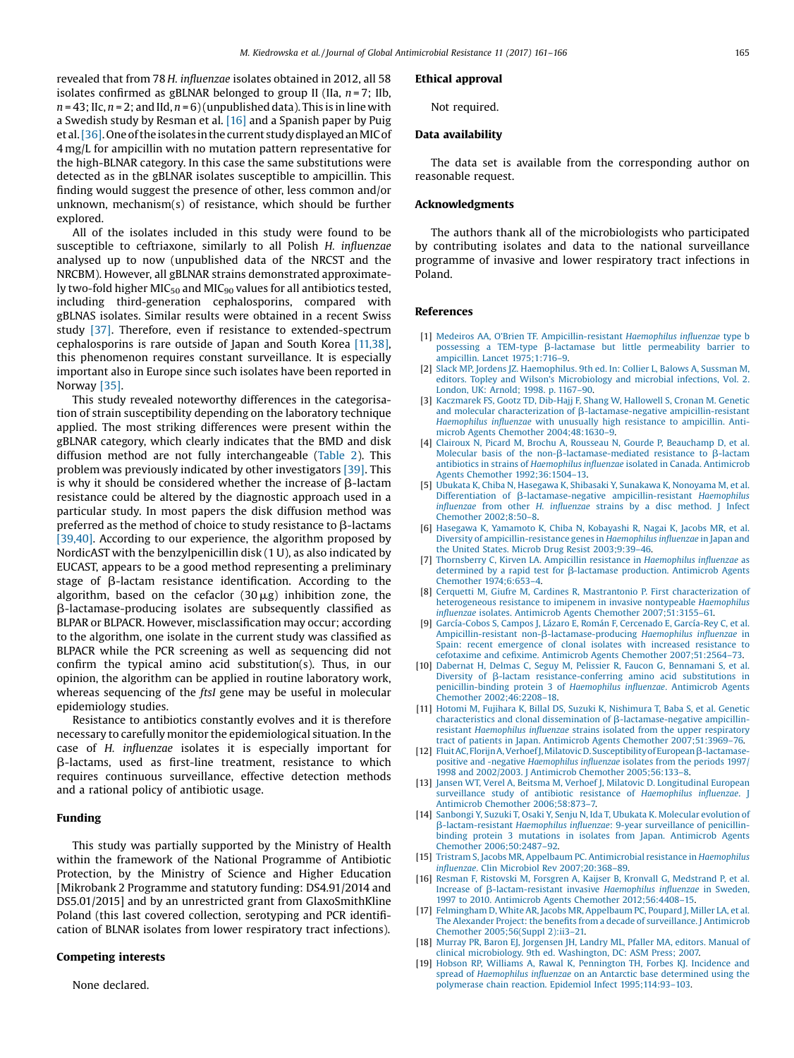revealed that from 78 *H. influenzae* isolates obtained in 2012, all 58 isolates confirmed as gBLNAR belonged to group II (IIa, $n = 7$; IIb, $n = 43$; IIc, $n = 2$; and IId, $n = 6$) (unpublished data). This is in line with a Swedish study by Resman et al. [16] and a Spanish paper by Puig et al. [36]. One of the isolates in the current study displayed an MIC of 4 mg/L for ampicillin with no mutation pattern representative for the high-BLNAR category. In this case the same substitutions were detected as in the gBLNAR isolates susceptible to ampicillin. This finding would suggest the presence of other, less common and/or unknown, mechanism(s) of resistance, which should be further explored.

All of the isolates included in this study were found to be susceptible to ceftriaxone, similarly to all Polish *H. influenzae* analysed up to now (unpublished data of the NRCST and the NRCBM). However, all gBLNAR strains demonstrated approximately two-fold higher $MIC_{50}$ and $MIC_{90}$ values for all antibiotics tested, including third-generation cephalosporins, compared with gBLNAS isolates. Similar results were obtained in a recent Swiss study [37]. Therefore, even if resistance to extended-spectrum cephalosporins is rare outside of Japan and South Korea [11,38], this phenomenon requires constant surveillance. It is especially important also in Europe since such isolates have been reported in Norway [35].

This study revealed noteworthy differences in the categorisation of strain susceptibility depending on the laboratory technique applied. The most striking differences were present within the gBLNAR category, which clearly indicates that the BMD and disk diffusion method are not fully interchangeable (Table 2). This problem was previously indicated by other investigators [39]. This is why it should be considered whether the increase of β-lactam resistance could be altered by the diagnostic approach used in a particular study. In most papers the disk diffusion method was preferred as the method of choice to study resistance to β-lactams [39,40]. According to our experience, the algorithm proposed by NordicAST with the benzylpenicillin disk (1 U), as also indicated by EUCAST, appears to be a good method representing a preliminary stage of β-lactam resistance identification. According to the algorithm, based on the cefaclor (30 μg) inhibition zone, the β-lactamase-producing isolates are subsequently classified as BLPAR or BLPACR. However, misclassification may occur; according to the algorithm, one isolate in the current study was classified as BLPACR while the PCR screening as well as sequencing did not confirm the typical amino acid substitution(s). Thus, in our opinion, the algorithm can be applied in routine laboratory work, whereas sequencing of the *ftsI* gene may be useful in molecular epidemiology studies.

Resistance to antibiotics constantly evolves and it is therefore necessary to carefully monitor the epidemiological situation. In the case of *H. influenzae* isolates it is especially important for β-lactams, used as first-line treatment, resistance to which requires continuous surveillance, effective detection methods and a rational policy of antibiotic usage.

## Funding

This study was partially supported by the Ministry of Health within the framework of the National Programme of Antibiotic Protection, by the Ministry of Science and Higher Education [Mikrobank 2 Programme and statutory funding: DS4.91/2014 and DS5.01/2015] and by an unrestricted grant from GlaxoSmithKline Poland (this last covered collection, serotyping and PCR identification of BLNAR isolates from lower respiratory tract infections).

## Competing interests

None declared.

## Ethical approval

Not required.

## Data availability

The data set is available from the corresponding author on reasonable request.

## Acknowledgments

The authors thank all of the microbiologists who participated by contributing isolates and data to the national surveillance programme of invasive and lower respiratory tract infections in Poland.

## References

[1] Medeiros AA, O'Brien TF. Ampicillin-resistant *Haemophilus influenzae* type b possessing a TEM-type β-lactamase but little permeability barrier to ampicillin. Lancet 1975;1:716–9.

[2] Slack MP, Jordens JZ. Haemophilus. 9th ed. In: Collier L, Balows A, Sussman M, editors. Topley and Wilson's Microbiology and microbial infections, Vol. 2. London, UK: Arnold; 1998. p. 1167–90.

[3] Kaczmarek FS, Gootz TD, Dib-Hajj F, Shang W, Hallowell S, Cronan M. Genetic and molecular characterization of β-lactamase-negative ampicillin-resistant *Haemophilus influenzae* with unusually high resistance to ampicillin. Antimicrob Agents Chemother 2004;48:1630–9.

[4] Clairoux N, Picard M, Brochu A, Rousseau N, Gourde P, Beauchamp D, et al. Molecular basis of the non-β-lactamase-mediated resistance to β-lactam antibiotics in strains of *Haemophilus influenzae* isolated in Canada. Antimicrob Agents Chemother 1992;36:1504–13.

[5] Ubukata K, Chiba N, Hasegawa K, Shibasaki Y, Sunakawa K, Nonoyama M, et al. Differentiation of β-lactamase-negative ampicillin-resistant *Haemophilus influenzae* from other *H. influenzae* strains by a disc method. J Infect Chemother 2002;8:50–8.

[6] Hasegawa K, Yamamoto K, Chiba N, Kobayashi R, Nagai K, Jacobs MR, et al. Diversity of ampicillin-resistance genes in *Haemophilus influenzae* in Japan and the United States. Microb Drug Resist 2003;9:39–46.

[7] Thornsberry C, Kirven LA. Ampicillin resistance in *Haemophilus influenzae* as determined by a rapid test for β-lactamase production. Antimicrob Agents Chemother 1974;6:653–4.

[8] Cerquetti M, Giufre M, Cardines R, Mastrantonio P. First characterization of heterogeneous resistance to imipenem in invasive nontypeable *Haemophilus influenzae* isolates. Antimicrob Agents Chemother 2007;51:3155–61.

[9] García-Cobos S, Campos J, Lázaro E, Román F, Cercenado E, García-Rey C, et al. Ampicillin-resistant non-β-lactamase-producing *Haemophilus influenzae* in Spain: recent emergence of clonal isolates with increased resistance to cefotaxime and cefixime. Antimicrob Agents Chemother 2007;51:2564–73.

[10] Dabernat H, Delmas C, Seguy M, Pelissier R, Faucon G, Bennamani S, et al. Diversity of β-lactam resistance-conferring amino acid substitutions in penicillin-binding protein 3 of *Haemophilus influenzae*. Antimicrob Agents Chemother 2002;46:2208–18.

[11] Hotomi M, Fujihara K, Billal DS, Suzuki K, Nishimura T, Baba S, et al. Genetic characteristics and clonal dissemination of β-lactamase-negative ampicillin-resistant *Haemophilus influenzae* strains isolated from the upper respiratory tract of patients in Japan. Antimicrob Agents Chemother 2007;51:3969–76.

[12] Fluit AC, Florijn A, Verhoef J, Milatovic D. Susceptibility of European β-lactamase-positive and -negative *Haemophilus influenzae* isolates from the periods 1997/1998 and 2002/2003. J Antimicrob Chemother 2005;56:133–8.

[13] Jansen WT, Verel A, Beitsma M, Verhoef J, Milatovic D. Longitudinal European surveillance study of antibiotic resistance of *Haemophilus influenzae*. J Antimicrob Chemother 2006;58:873–7.

[14] Sanbongi Y, Suzuki T, Osaki Y, Senju N, Ida T, Ubukata K. Molecular evolution of β-lactam-resistant *Haemophilus influenzae*: 9-year surveillance of penicillin-binding protein 3 mutations in isolates from Japan. Antimicrob Agents Chemother 2006;50:2487–92.

[15] Tristram S, Jacobs MR, Appelbaum PC. Antimicrobial resistance in *Haemophilus influenzae*. Clin Microbiol Rev 2007;20:368–89.

[16] Resman F, Ristovski M, Forsgren A, Kaijser B, Kronvall G, Medstrand P, et al. Increase of β-lactam-resistant invasive *Haemophilus influenzae* in Sweden, 1997 to 2010. Antimicrob Agents Chemother 2012;56:4408–15.

[17] Felmingham D, White AR, Jacobs MR, Appelbaum PC, Poupard J, Miller LA, et al. The Alexander Project: the benefits from a decade of surveillance. J Antimicrob Chemother 2005;56(Suppl 2):ii3–21.

[18] Murray PR, Baron EJ, Jorgensen JH, Landry ML, Pfaller MA, editors. Manual of clinical microbiology. 9th ed. Washington, DC: ASM Press; 2007.

[19] Hobson RP, Williams A, Rawal K, Pennington TH, Forbes KJ. Incidence and spread of *Haemophilus influenzae* on an Antarctic base determined using the polymerase chain reaction. Epidemiol Infect 1995;114:93–103.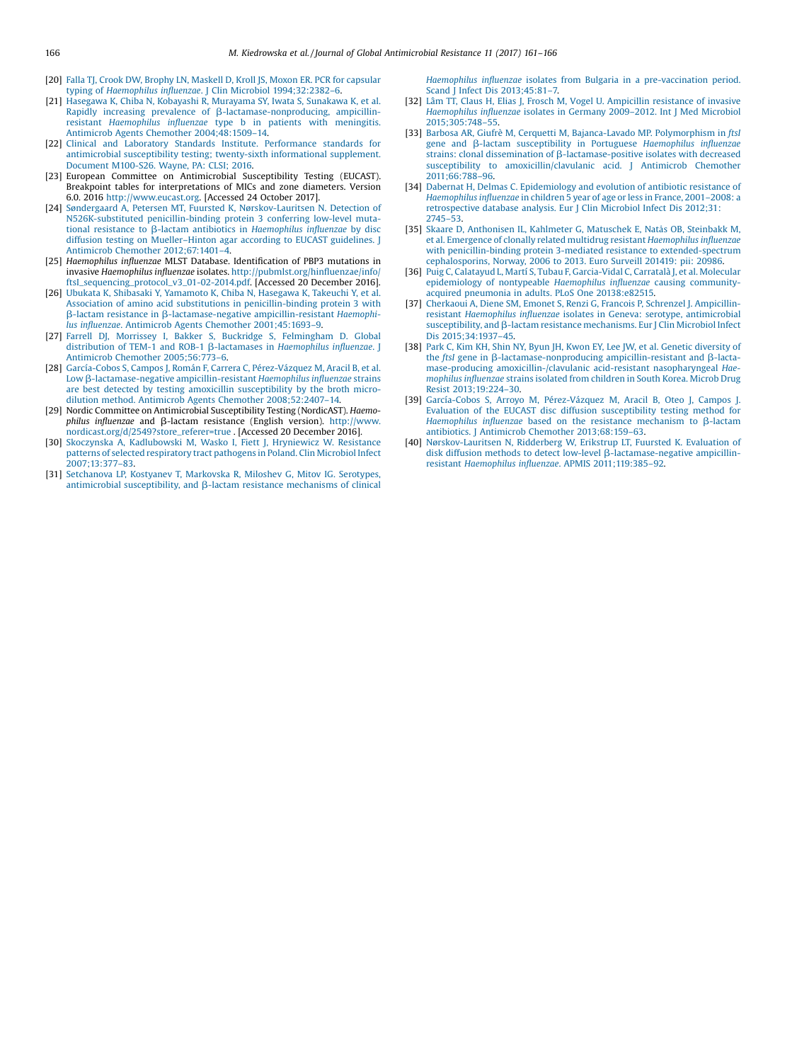[20] Falla TJ, Crook DW, Brophy LN, Maskell D, Kroll JS, Moxon ER. PCR for capsular typing of *Haemophilus influenzae*. J Clin Microbiol 1994;32:2382–6.

[21] Hasegawa K, Chiba N, Kobayashi R, Murayama SY, Iwata S, Sunakawa K, et al. Rapidly increasing prevalence of β-lactamase-nonproducing, ampicillin-resistant *Haemophilus influenzae* type b in patients with meningitis. Antimicrob Agents Chemother 2004;48:1509–14.

[22] Clinical and Laboratory Standards Institute. Performance standards for antimicrobial susceptibility testing; twenty-sixth informational supplement. Document M100-S26. Wayne, PA: CLSI; 2016.

[23] European Committee on Antimicrobial Susceptibility Testing (EUCAST). Breakpoint tables for interpretations of MICs and zone diameters. Version 6.0. 2016 http://www.eucast.org. [Accessed 24 October 2017].

[24] Søndergaard A, Petersen MT, Fuursted K, Nørskov-Lauritsen N. Detection of N526K-substituted penicillin-binding protein 3 conferring low-level mutational resistance to β-lactam antibiotics in *Haemophilus influenzae* by disc diffusion testing on Mueller–Hinton agar according to EUCAST guidelines. J Antimicrob Chemother 2012;67:1401–4.

[25] *Haemophilus influenzae* MLST Database. Identification of PBP3 mutations in invasive *Haemophilus influenzae* isolates. http://pubmlst.org/hinfluenzae/info/ftsI_sequencing_protocol_v3_01-02-2014.pdf. [Accessed 20 December 2016].

[26] Ubukata K, Shibasaki Y, Yamamoto K, Chiba N, Hasegawa K, Takeuchi Y, et al. Association of amino acid substitutions in penicillin-binding protein 3 with β-lactam resistance in β-lactamase-negative ampicillin-resistant *Haemophilus influenzae*. Antimicrob Agents Chemother 2001;45:1693–9.

[27] Farrell DJ, Morrissey I, Bakker S, Buckridge S, Felmingham D. Global distribution of TEM-1 and ROB-1 β-lactamases in *Haemophilus influenzae*. J Antimicrob Chemother 2005;56:773–6.

[28] García-Cobos S, Campos J, Román F, Carrera C, Pérez-Vázquez M, Aracil B, et al. Low β-lactamase-negative ampicillin-resistant *Haemophilus influenzae* strains are best detected by testing amoxicillin susceptibility by the broth microdilution method. Antimicrob Agents Chemother 2008;52:2407–14.

[29] Nordic Committee on Antimicrobial Susceptibility Testing (NordicAST). *Haemophilus influenzae* and β-lactam resistance (English version). http://www.nordicast.org/d/2549?store_referer=true . [Accessed 20 December 2016].

[30] Skoczynska A, Kadlubowski M, Wasko I, Fiett J, Hryniewicz W. Resistance patterns of selected respiratory tract pathogens in Poland. Clin Microbiol Infect 2007;13:377–83.

[31] Setchanova LP, Kostyanev T, Markovska R, Miloshev G, Mitov IG. Serotypes, antimicrobial susceptibility, and β-lactam resistance mechanisms of clinical *Haemophilus influenzae* isolates from Bulgaria in a pre-vaccination period. Scand J Infect Dis 2013;45:81–7.

[32] Lâm TT, Claus H, Elias J, Frosch M, Vogel U. Ampicillin resistance of invasive *Haemophilus influenzae* isolates in Germany 2009–2012. Int J Med Microbiol 2015;305:748–55.

[33] Barbosa AR, Giufrè M, Cerquetti M, Bajanca-Lavado MP. Polymorphism in *ftsI* gene and β-lactam susceptibility in Portuguese *Haemophilus influenzae* strains: clonal dissemination of β-lactamase-positive isolates with decreased susceptibility to amoxicillin/clavulanic acid. J Antimicrob Chemother 2011;66:788–96.

[34] Dabernat H, Delmas C. Epidemiology and evolution of antibiotic resistance of *Haemophilus influenzae* in children 5 year of age or less in France, 2001–2008: a retrospective database analysis. Eur J Clin Microbiol Infect Dis 2012;31:2745–53.

[35] Skaare D, Anthonisen IL, Kahlmeter G, Matuschek E, Natås OB, Steinbakk M, et al. Emergence of clonally related multidrug resistant *Haemophilus influenzae* with penicillin-binding protein 3-mediated resistance to extended-spectrum cephalosporins, Norway, 2006 to 2013. Euro Surveill 201419: pii: 20986.

[36] Puig C, Calatayud L, Martí S, Tubau F, Garcia-Vidal C, Carratalà J, et al. Molecular epidemiology of nontypeable *Haemophilus influenzae* causing community-acquired pneumonia in adults. PLoS One 20138:e82515.

[37] Cherkaoui A, Diene SM, Emonet S, Renzi G, Francois P, Schrenzel J. Ampicillin-resistant *Haemophilus influenzae* isolates in Geneva: serotype, antimicrobial susceptibility, and β-lactam resistance mechanisms. Eur J Clin Microbiol Infect Dis 2015;34:1937–45.

[38] Park C, Kim KH, Shin NY, Byun JH, Kwon EY, Lee JW, et al. Genetic diversity of the *ftsI* gene in β-lactamase-nonproducing ampicillin-resistant and β-lactamase-producing amoxicillin-/clavulanic acid-resistant nasopharyngeal *Haemophilus influenzae* strains isolated from children in South Korea. Microb Drug Resist 2013;19:224–30.

[39] García-Cobos S, Arroyo M, Pérez-Vázquez M, Aracil B, Oteo J, Campos J. Evaluation of the EUCAST disc diffusion susceptibility testing method for *Haemophilus influenzae* based on the resistance mechanism to β-lactam antibiotics. J Antimicrob Chemother 2013;68:159–63.

[40] Nørskov-Lauritsen N, Ridderberg W, Erikstrup LT, Fuursted K. Evaluation of disk diffusion methods to detect low-level β-lactamase-negative ampicillin-resistant *Haemophilus influenzae*. APMIS 2011;119:385–92.